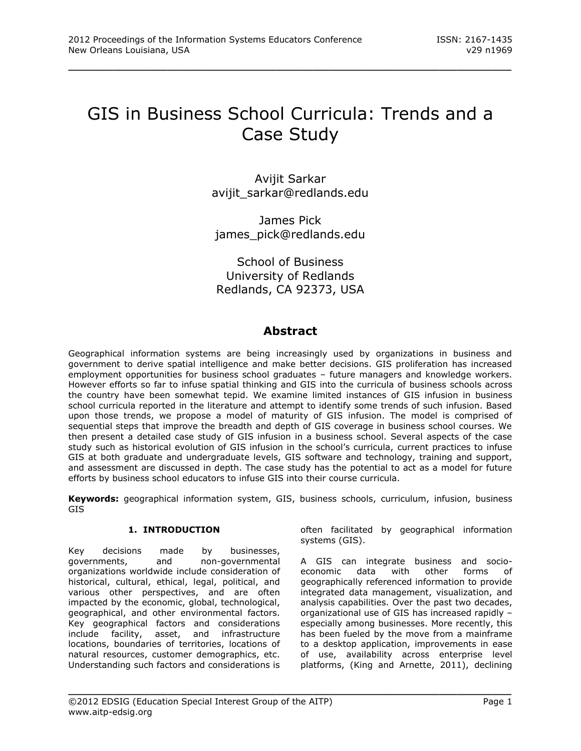# GIS in Business School Curricula: Trends and a Case Study

Avijit Sarkar
avijit_sarkar@redlands.edu

James Pick
james_pick@redlands.edu

School of Business
University of Redlands
Redlands, CA 92373, USA

## Abstract

Geographical information systems are being increasingly used by organizations in business and government to derive spatial intelligence and make better decisions. GIS proliferation has increased employment opportunities for business school graduates – future managers and knowledge workers. However efforts so far to infuse spatial thinking and GIS into the curricula of business schools across the country have been somewhat tepid. We examine limited instances of GIS infusion in business school curricula reported in the literature and attempt to identify some trends of such infusion. Based upon those trends, we propose a model of maturity of GIS infusion. The model is comprised of sequential steps that improve the breadth and depth of GIS coverage in business school courses. We then present a detailed case study of GIS infusion in a business school. Several aspects of the case study such as historical evolution of GIS infusion in the school's curricula, current practices to infuse GIS at both graduate and undergraduate levels, GIS software and technology, training and support, and assessment are discussed in depth. The case study has the potential to act as a model for future efforts by business school educators to infuse GIS into their course curricula.

**Keywords:** geographical information system, GIS, business schools, curriculum, infusion, business GIS

## 1. INTRODUCTION

Key decisions made by businesses, governments, and non-governmental organizations worldwide include consideration of historical, cultural, ethical, legal, political, and various other perspectives, and are often impacted by the economic, global, technological, geographical, and other environmental factors. Key geographical factors and considerations include facility, asset, and infrastructure locations, boundaries of territories, locations of natural resources, customer demographics, etc. Understanding such factors and considerations is often facilitated by geographical information systems (GIS).

A GIS can integrate business and socio-economic data with other forms of geographically referenced information to provide integrated data management, visualization, and analysis capabilities. Over the past two decades, organizational use of GIS has increased rapidly – especially among businesses. More recently, this has been fueled by the move from a mainframe to a desktop application, improvements in ease of use, availability across enterprise level platforms, (King and Arnette, 2011), declining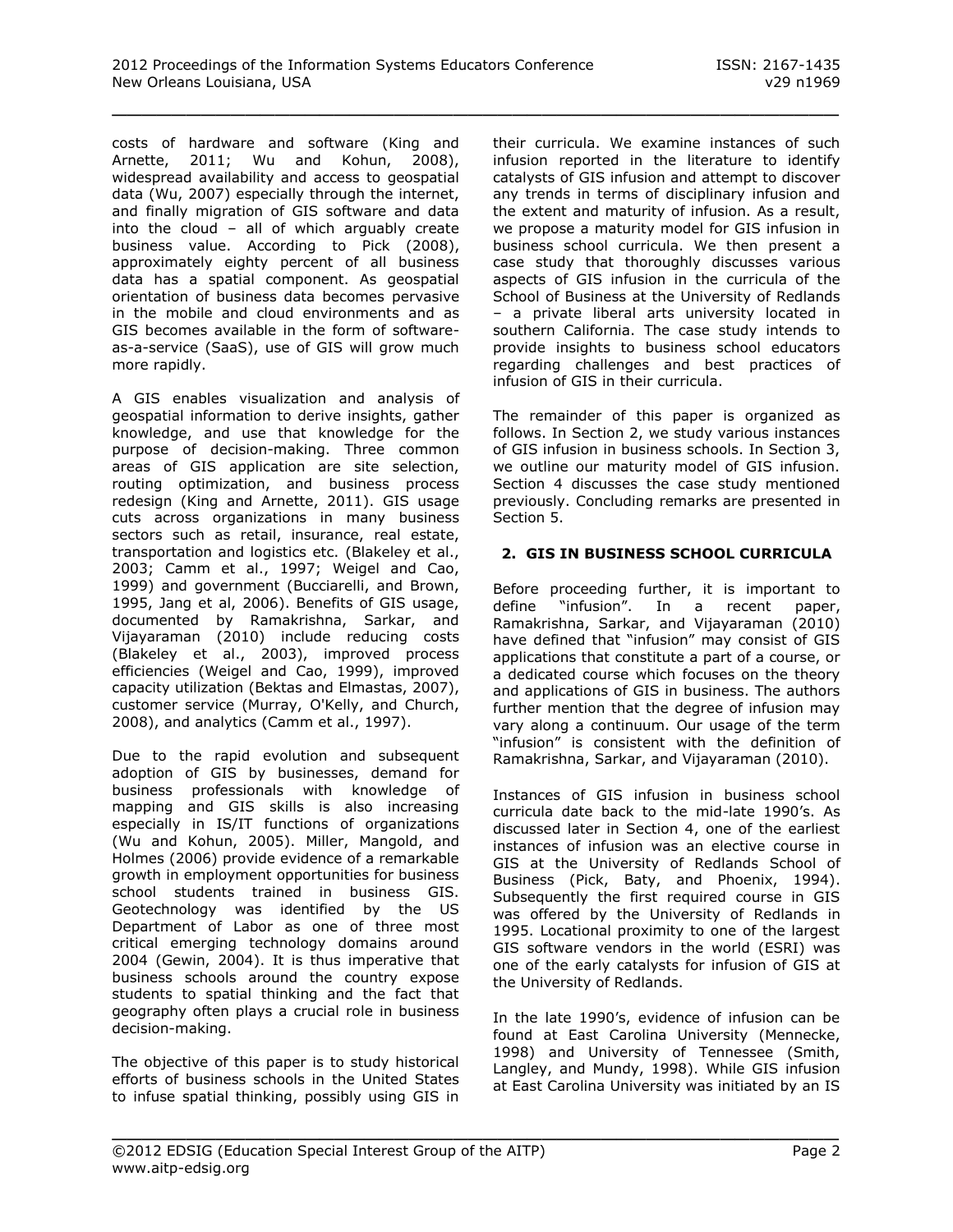costs of hardware and software (King and Arnette, 2011; Wu and Kohun, 2008), widespread availability and access to geospatial data (Wu, 2007) especially through the internet, and finally migration of GIS software and data into the cloud – all of which arguably create business value. According to Pick (2008), approximately eighty percent of all business data has a spatial component. As geospatial orientation of business data becomes pervasive in the mobile and cloud environments and as GIS becomes available in the form of software-as-a-service (SaaS), use of GIS will grow much more rapidly.

A GIS enables visualization and analysis of geospatial information to derive insights, gather knowledge, and use that knowledge for the purpose of decision-making. Three common areas of GIS application are site selection, routing optimization, and business process redesign (King and Arnette, 2011). GIS usage cuts across organizations in many business sectors such as retail, insurance, real estate, transportation and logistics etc. (Blakeley et al., 2003; Camm et al., 1997; Weigel and Cao, 1999) and government (Bucciarelli, and Brown, 1995, Jang et al, 2006). Benefits of GIS usage, documented by Ramakrishna, Sarkar, and Vijayaraman (2010) include reducing costs (Blakeley et al., 2003), improved process efficiencies (Weigel and Cao, 1999), improved capacity utilization (Bektas and Elmastas, 2007), customer service (Murray, O'Kelly, and Church, 2008), and analytics (Camm et al., 1997).

Due to the rapid evolution and subsequent adoption of GIS by businesses, demand for business professionals with knowledge of mapping and GIS skills is also increasing especially in IS/IT functions of organizations (Wu and Kohun, 2005). Miller, Mangold, and Holmes (2006) provide evidence of a remarkable growth in employment opportunities for business school students trained in business GIS. Geotechnology was identified by the US Department of Labor as one of three most critical emerging technology domains around 2004 (Gewin, 2004). It is thus imperative that business schools around the country expose students to spatial thinking and the fact that geography often plays a crucial role in business decision-making.

The objective of this paper is to study historical efforts of business schools in the United States to infuse spatial thinking, possibly using GIS in their curricula. We examine instances of such infusion reported in the literature to identify catalysts of GIS infusion and attempt to discover any trends in terms of disciplinary infusion and the extent and maturity of infusion. As a result, we propose a maturity model for GIS infusion in business school curricula. We then present a case study that thoroughly discusses various aspects of GIS infusion in the curricula of the School of Business at the University of Redlands – a private liberal arts university located in southern California. The case study intends to provide insights to business school educators regarding challenges and best practices of infusion of GIS in their curricula.

The remainder of this paper is organized as follows. In Section 2, we study various instances of GIS infusion in business schools. In Section 3, we outline our maturity model of GIS infusion. Section 4 discusses the case study mentioned previously. Concluding remarks are presented in Section 5.

## 2. GIS IN BUSINESS SCHOOL CURRICULA

Before proceeding further, it is important to define "infusion". In a recent paper, Ramakrishna, Sarkar, and Vijayaraman (2010) have defined that "infusion" may consist of GIS applications that constitute a part of a course, or a dedicated course which focuses on the theory and applications of GIS in business. The authors further mention that the degree of infusion may vary along a continuum. Our usage of the term "infusion" is consistent with the definition of Ramakrishna, Sarkar, and Vijayaraman (2010).

Instances of GIS infusion in business school curricula date back to the mid-late 1990's. As discussed later in Section 4, one of the earliest instances of infusion was an elective course in GIS at the University of Redlands School of Business (Pick, Baty, and Phoenix, 1994). Subsequently the first required course in GIS was offered by the University of Redlands in 1995. Locational proximity to one of the largest GIS software vendors in the world (ESRI) was one of the early catalysts for infusion of GIS at the University of Redlands.

In the late 1990's, evidence of infusion can be found at East Carolina University (Mennecke, 1998) and University of Tennessee (Smith, Langley, and Mundy, 1998). While GIS infusion at East Carolina University was initiated by an IS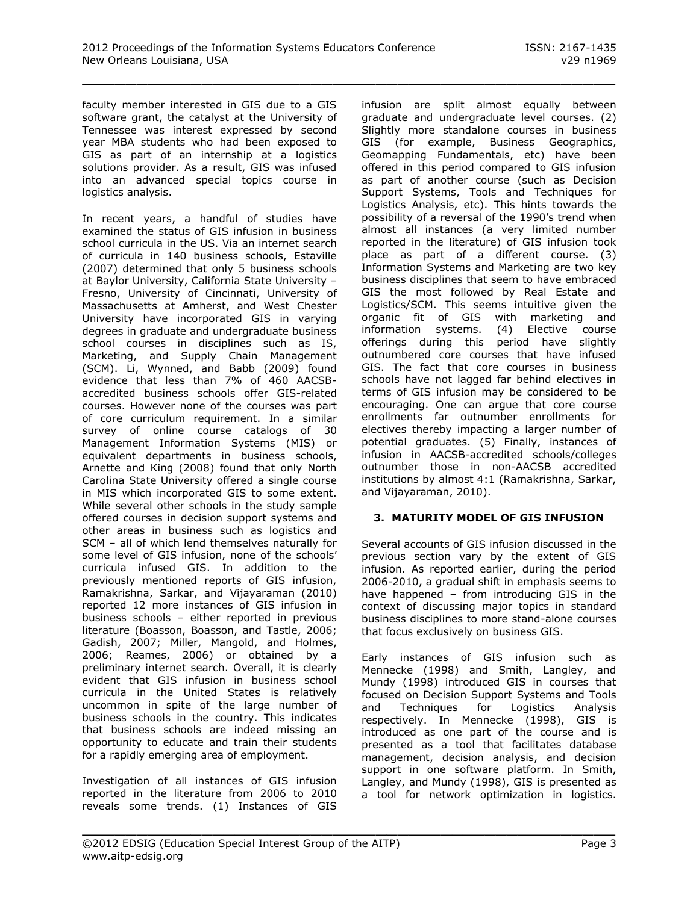faculty member interested in GIS due to a GIS software grant, the catalyst at the University of Tennessee was interest expressed by second year MBA students who had been exposed to GIS as part of an internship at a logistics solutions provider. As a result, GIS was infused into an advanced special topics course in logistics analysis.

In recent years, a handful of studies have examined the status of GIS infusion in business school curricula in the US. Via an internet search of curricula in 140 business schools, Estaville (2007) determined that only 5 business schools at Baylor University, California State University – Fresno, University of Cincinnati, University of Massachusetts at Amherst, and West Chester University have incorporated GIS in varying degrees in graduate and undergraduate business school courses in disciplines such as IS, Marketing, and Supply Chain Management (SCM). Li, Wynned, and Babb (2009) found evidence that less than 7% of 460 AACSB-accredited business schools offer GIS-related courses. However none of the courses was part of core curriculum requirement. In a similar survey of online course catalogs of 30 Management Information Systems (MIS) or equivalent departments in business schools, Arnette and King (2008) found that only North Carolina State University offered a single course in MIS which incorporated GIS to some extent. While several other schools in the study sample offered courses in decision support systems and other areas in business such as logistics and SCM – all of which lend themselves naturally for some level of GIS infusion, none of the schools' curricula infused GIS. In addition to the previously mentioned reports of GIS infusion, Ramakrishna, Sarkar, and Vijayaraman (2010) reported 12 more instances of GIS infusion in business schools – either reported in previous literature (Boasson, Boasson, and Tastle, 2006; Gadish, 2007; Miller, Mangold, and Holmes, 2006; Reames, 2006) or obtained by a preliminary internet search. Overall, it is clearly evident that GIS infusion in business school curricula in the United States is relatively uncommon in spite of the large number of business schools in the country. This indicates that business schools are indeed missing an opportunity to educate and train their students for a rapidly emerging area of employment.

Investigation of all instances of GIS infusion reported in the literature from 2006 to 2010 reveals some trends. (1) Instances of GIS infusion are split almost equally between graduate and undergraduate level courses. (2) Slightly more standalone courses in business GIS (for example, Business Geographics, Geomapping Fundamentals, etc) have been offered in this period compared to GIS infusion as part of another course (such as Decision Support Systems, Tools and Techniques for Logistics Analysis, etc). This hints towards the possibility of a reversal of the 1990's trend when almost all instances (a very limited number reported in the literature) of GIS infusion took place as part of a different course. (3) Information Systems and Marketing are two key business disciplines that seem to have embraced GIS the most followed by Real Estate and Logistics/SCM. This seems intuitive given the organic fit of GIS with marketing and information systems. (4) Elective course offerings during this period have slightly outnumbered core courses that have infused GIS. The fact that core courses in business schools have not lagged far behind electives in terms of GIS infusion may be considered to be encouraging. One can argue that core course enrollments far outnumber enrollments for electives thereby impacting a larger number of potential graduates. (5) Finally, instances of infusion in AACSB-accredited schools/colleges outnumber those in non-AACSB accredited institutions by almost 4:1 (Ramakrishna, Sarkar, and Vijayaraman, 2010).

## 3. MATURITY MODEL OF GIS INFUSION

Several accounts of GIS infusion discussed in the previous section vary by the extent of GIS infusion. As reported earlier, during the period 2006-2010, a gradual shift in emphasis seems to have happened – from introducing GIS in the context of discussing major topics in standard business disciplines to more stand-alone courses that focus exclusively on business GIS.

Early instances of GIS infusion such as Mennecke (1998) and Smith, Langley, and Mundy (1998) introduced GIS in courses that focused on Decision Support Systems and Tools and Techniques for Logistics Analysis respectively. In Mennecke (1998), GIS is introduced as one part of the course and is presented as a tool that facilitates database management, decision analysis, and decision support in one software platform. In Smith, Langley, and Mundy (1998), GIS is presented as a tool for network optimization in logistics.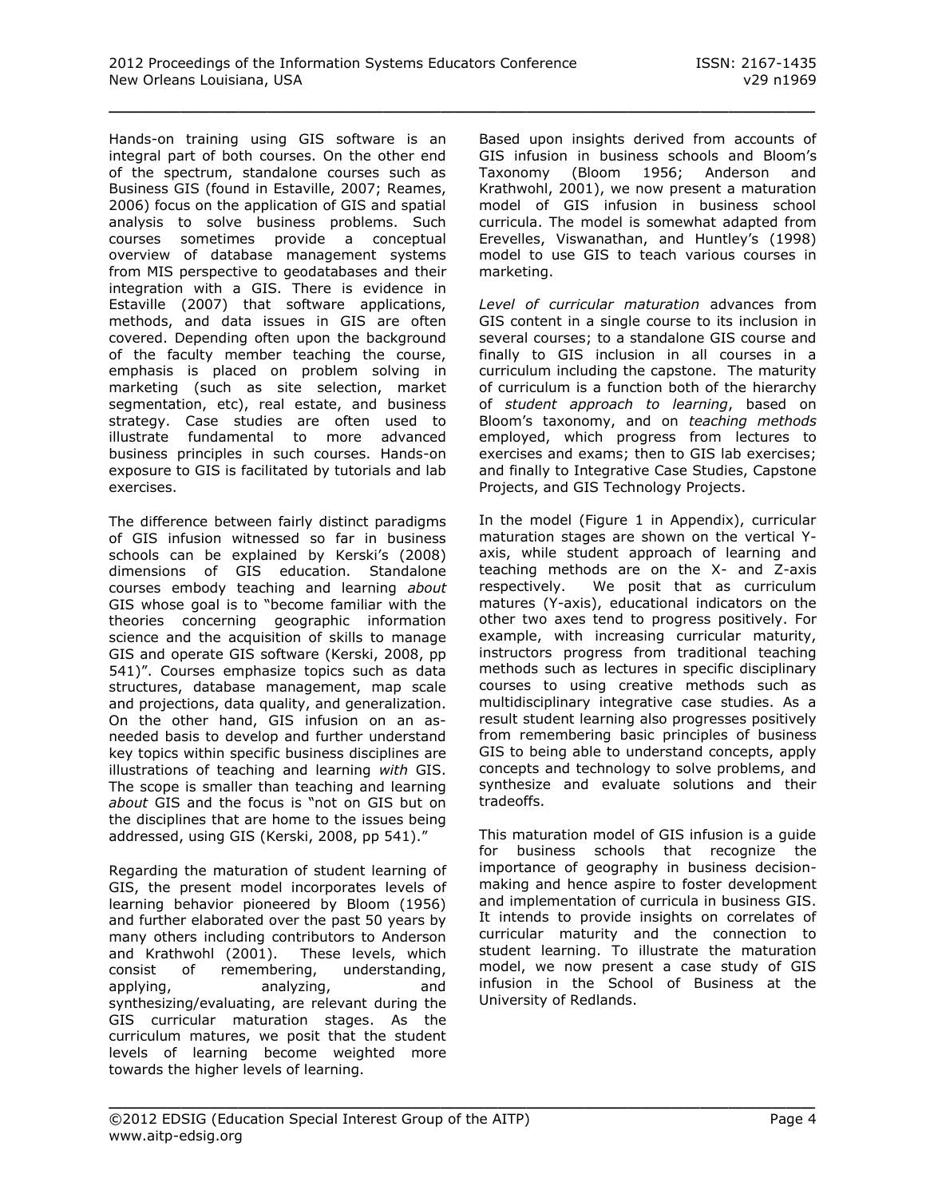Hands-on training using GIS software is an integral part of both courses. On the other end of the spectrum, standalone courses such as Business GIS (found in Estaville, 2007; Reames, 2006) focus on the application of GIS and spatial analysis to solve business problems. Such courses sometimes provide a conceptual overview of database management systems from MIS perspective to geodatabases and their integration with a GIS. There is evidence in Estaville (2007) that software applications, methods, and data issues in GIS are often covered. Depending often upon the background of the faculty member teaching the course, emphasis is placed on problem solving in marketing (such as site selection, market segmentation, etc), real estate, and business strategy. Case studies are often used to illustrate fundamental to more advanced business principles in such courses. Hands-on exposure to GIS is facilitated by tutorials and lab exercises.

The difference between fairly distinct paradigms of GIS infusion witnessed so far in business schools can be explained by Kerski's (2008) dimensions of GIS education. Standalone courses embody teaching and learning *about* GIS whose goal is to "become familiar with the theories concerning geographic information science and the acquisition of skills to manage GIS and operate GIS software (Kerski, 2008, pp 541)". Courses emphasize topics such as data structures, database management, map scale and projections, data quality, and generalization. On the other hand, GIS infusion on an as-needed basis to develop and further understand key topics within specific business disciplines are illustrations of teaching and learning *with* GIS. The scope is smaller than teaching and learning *about* GIS and the focus is "not on GIS but on the disciplines that are home to the issues being addressed, using GIS (Kerski, 2008, pp 541)."

Regarding the maturation of student learning of GIS, the present model incorporates levels of learning behavior pioneered by Bloom (1956) and further elaborated over the past 50 years by many others including contributors to Anderson and Krathwohl (2001). These levels, which consist of remembering, understanding, applying, analyzing, and synthesizing/evaluating, are relevant during the GIS curricular maturation stages. As the curriculum matures, we posit that the student levels of learning become weighted more towards the higher levels of learning.

Based upon insights derived from accounts of GIS infusion in business schools and Bloom's Taxonomy (Bloom 1956; Anderson and Krathwohl, 2001), we now present a maturation model of GIS infusion in business school curricula. The model is somewhat adapted from Erevelles, Viswanathan, and Huntley's (1998) model to use GIS to teach various courses in marketing.

*Level of curricular maturation* advances from GIS content in a single course to its inclusion in several courses; to a standalone GIS course and finally to GIS inclusion in all courses in a curriculum including the capstone. The maturity of curriculum is a function both of the hierarchy of *student approach to learning*, based on Bloom's taxonomy, and on *teaching methods* employed, which progress from lectures to exercises and exams; then to GIS lab exercises; and finally to Integrative Case Studies, Capstone Projects, and GIS Technology Projects.

In the model (Figure 1 in Appendix), curricular maturation stages are shown on the vertical Y-axis, while student approach of learning and teaching methods are on the X- and Z-axis respectively. We posit that as curriculum matures (Y-axis), educational indicators on the other two axes tend to progress positively. For example, with increasing curricular maturity, instructors progress from traditional teaching methods such as lectures in specific disciplinary courses to using creative methods such as multidisciplinary integrative case studies. As a result student learning also progresses positively from remembering basic principles of business GIS to being able to understand concepts, apply concepts and technology to solve problems, and synthesize and evaluate solutions and their tradeoffs.

This maturation model of GIS infusion is a guide for business schools that recognize the importance of geography in business decision-making and hence aspire to foster development and implementation of curricula in business GIS. It intends to provide insights on correlates of curricular maturity and the connection to student learning. To illustrate the maturation model, we now present a case study of GIS infusion in the School of Business at the University of Redlands.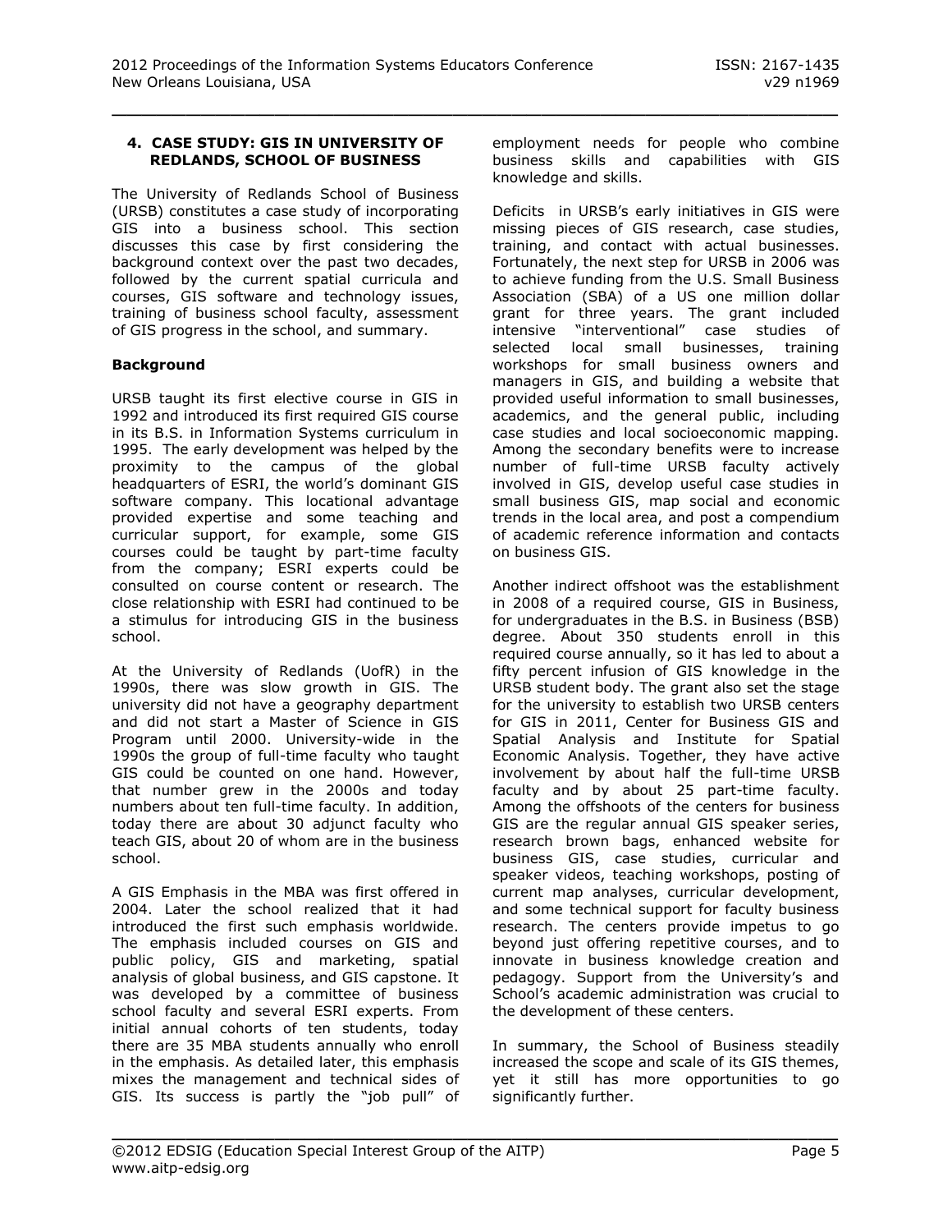## 4. CASE STUDY: GIS IN UNIVERSITY OF REDLANDS, SCHOOL OF BUSINESS

The University of Redlands School of Business (URSB) constitutes a case study of incorporating GIS into a business school. This section discusses this case by first considering the background context over the past two decades, followed by the current spatial curricula and courses, GIS software and technology issues, training of business school faculty, assessment of GIS progress in the school, and summary.

### Background

URSB taught its first elective course in GIS in 1992 and introduced its first required GIS course in its B.S. in Information Systems curriculum in 1995. The early development was helped by the proximity to the campus of the global headquarters of ESRI, the world's dominant GIS software company. This locational advantage provided expertise and some teaching and curricular support, for example, some GIS courses could be taught by part-time faculty from the company; ESRI experts could be consulted on course content or research. The close relationship with ESRI had continued to be a stimulus for introducing GIS in the business school.

At the University of Redlands (UofR) in the 1990s, there was slow growth in GIS. The university did not have a geography department and did not start a Master of Science in GIS Program until 2000. University-wide in the 1990s the group of full-time faculty who taught GIS could be counted on one hand. However, that number grew in the 2000s and today numbers about ten full-time faculty. In addition, today there are about 30 adjunct faculty who teach GIS, about 20 of whom are in the business school.

A GIS Emphasis in the MBA was first offered in 2004. Later the school realized that it had introduced the first such emphasis worldwide. The emphasis included courses on GIS and public policy, GIS and marketing, spatial analysis of global business, and GIS capstone. It was developed by a committee of business school faculty and several ESRI experts. From initial annual cohorts of ten students, today there are 35 MBA students annually who enroll in the emphasis. As detailed later, this emphasis mixes the management and technical sides of GIS. Its success is partly the "job pull" of employment needs for people who combine business skills and capabilities with GIS knowledge and skills.

Deficits in URSB's early initiatives in GIS were missing pieces of GIS research, case studies, training, and contact with actual businesses. Fortunately, the next step for URSB in 2006 was to achieve funding from the U.S. Small Business Association (SBA) of a US one million dollar grant for three years. The grant included intensive "interventional" case studies of selected local small businesses, training workshops for small business owners and managers in GIS, and building a website that provided useful information to small businesses, academics, and the general public, including case studies and local socioeconomic mapping. Among the secondary benefits were to increase number of full-time URSB faculty actively involved in GIS, develop useful case studies in small business GIS, map social and economic trends in the local area, and post a compendium of academic reference information and contacts on business GIS.

Another indirect offshoot was the establishment in 2008 of a required course, GIS in Business, for undergraduates in the B.S. in Business (BSB) degree. About 350 students enroll in this required course annually, so it has led to about a fifty percent infusion of GIS knowledge in the URSB student body. The grant also set the stage for the university to establish two URSB centers for GIS in 2011, Center for Business GIS and Spatial Analysis and Institute for Spatial Economic Analysis. Together, they have active involvement by about half the full-time URSB faculty and by about 25 part-time faculty. Among the offshoots of the centers for business GIS are the regular annual GIS speaker series, research brown bags, enhanced website for business GIS, case studies, curricular and speaker videos, teaching workshops, posting of current map analyses, curricular development, and some technical support for faculty business research. The centers provide impetus to go beyond just offering repetitive courses, and to innovate in business knowledge creation and pedagogy. Support from the University's and School's academic administration was crucial to the development of these centers.

In summary, the School of Business steadily increased the scope and scale of its GIS themes, yet it still has more opportunities to go significantly further.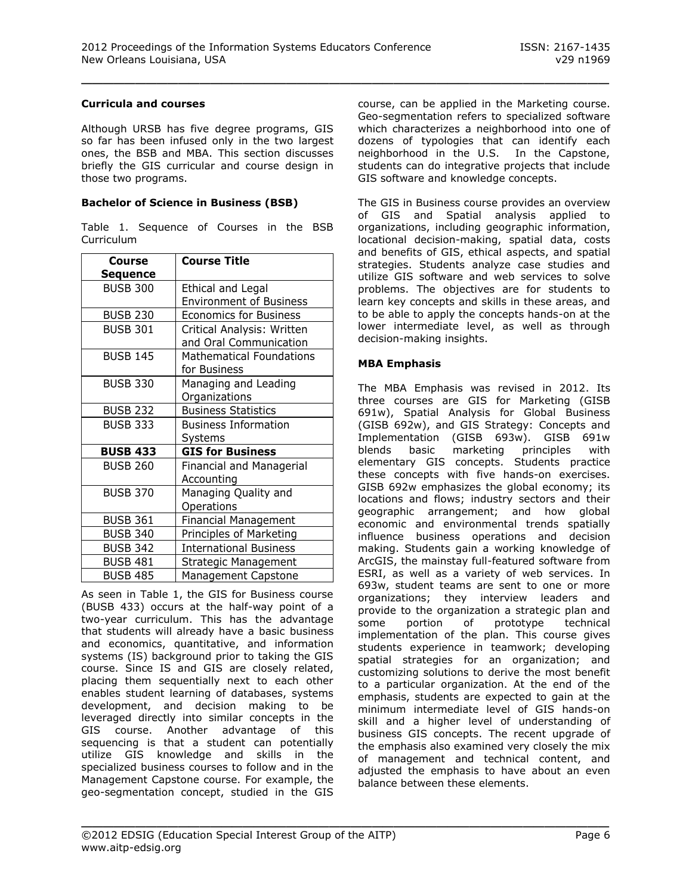**Curricula and courses**

Although URSB has five degree programs, GIS so far has been infused only in the two largest ones, the BSB and MBA. This section discusses briefly the GIS curricular and course design in those two programs.

**Bachelor of Science in Business (BSB)**

Table 1. Sequence of Courses in the BSB Curriculum

| Course Sequence | Course Title |
|---|---|
| BUSB 300 | Ethical and Legal Environment of Business |
| BUSB 230 | Economics for Business |
| BUSB 301 | Critical Analysis: Written and Oral Communication |
| BUSB 145 | Mathematical Foundations for Business |
| BUSB 330 | Managing and Leading Organizations |
| BUSB 232 | Business Statistics |
| BUSB 333 | Business Information Systems |
| **BUSB 433** | **GIS for Business** |
| BUSB 260 | Financial and Managerial Accounting |
| BUSB 370 | Managing Quality and Operations |
| BUSB 361 | Financial Management |
| BUSB 340 | Principles of Marketing |
| BUSB 342 | International Business |
| BUSB 481 | Strategic Management |
| BUSB 485 | Management Capstone |

As seen in Table 1, the GIS for Business course (BUSB 433) occurs at the half-way point of a two-year curriculum. This has the advantage that students will already have a basic business and economics, quantitative, and information systems (IS) background prior to taking the GIS course. Since IS and GIS are closely related, placing them sequentially next to each other enables student learning of databases, systems development, and decision making to be leveraged directly into similar concepts in the GIS course. Another advantage of this sequencing is that a student can potentially utilize GIS knowledge and skills in the specialized business courses to follow and in the Management Capstone course. For example, the geo-segmentation concept, studied in the GIS course, can be applied in the Marketing course. Geo-segmentation refers to specialized software which characterizes a neighborhood into one of dozens of typologies that can identify each neighborhood in the U.S. In the Capstone, students can do integrative projects that include GIS software and knowledge concepts.

The GIS in Business course provides an overview of GIS and Spatial analysis applied to organizations, including geographic information, locational decision-making, spatial data, costs and benefits of GIS, ethical aspects, and spatial strategies. Students analyze case studies and utilize GIS software and web services to solve problems. The objectives are for students to learn key concepts and skills in these areas, and to be able to apply the concepts hands-on at the lower intermediate level, as well as through decision-making insights.

**MBA Emphasis**

The MBA Emphasis was revised in 2012. Its three courses are GIS for Marketing (GISB 691w), Spatial Analysis for Global Business (GISB 692w), and GIS Strategy: Concepts and Implementation (GISB 693w). GISB 691w blends basic marketing principles with elementary GIS concepts. Students practice these concepts with five hands-on exercises. GISB 692w emphasizes the global economy; its locations and flows; industry sectors and their geographic arrangement; and how global economic and environmental trends spatially influence business operations and decision making. Students gain a working knowledge of ArcGIS, the mainstay full-featured software from ESRI, as well as a variety of web services. In 693w, student teams are sent to one or more organizations; they interview leaders and provide to the organization a strategic plan and some portion of prototype technical implementation of the plan. This course gives students experience in teamwork; developing spatial strategies for an organization; and customizing solutions to derive the most benefit to a particular organization. At the end of the emphasis, students are expected to gain at the minimum intermediate level of GIS hands-on skill and a higher level of understanding of business GIS concepts. The recent upgrade of the emphasis also examined very closely the mix of management and technical content, and adjusted the emphasis to have about an even balance between these elements.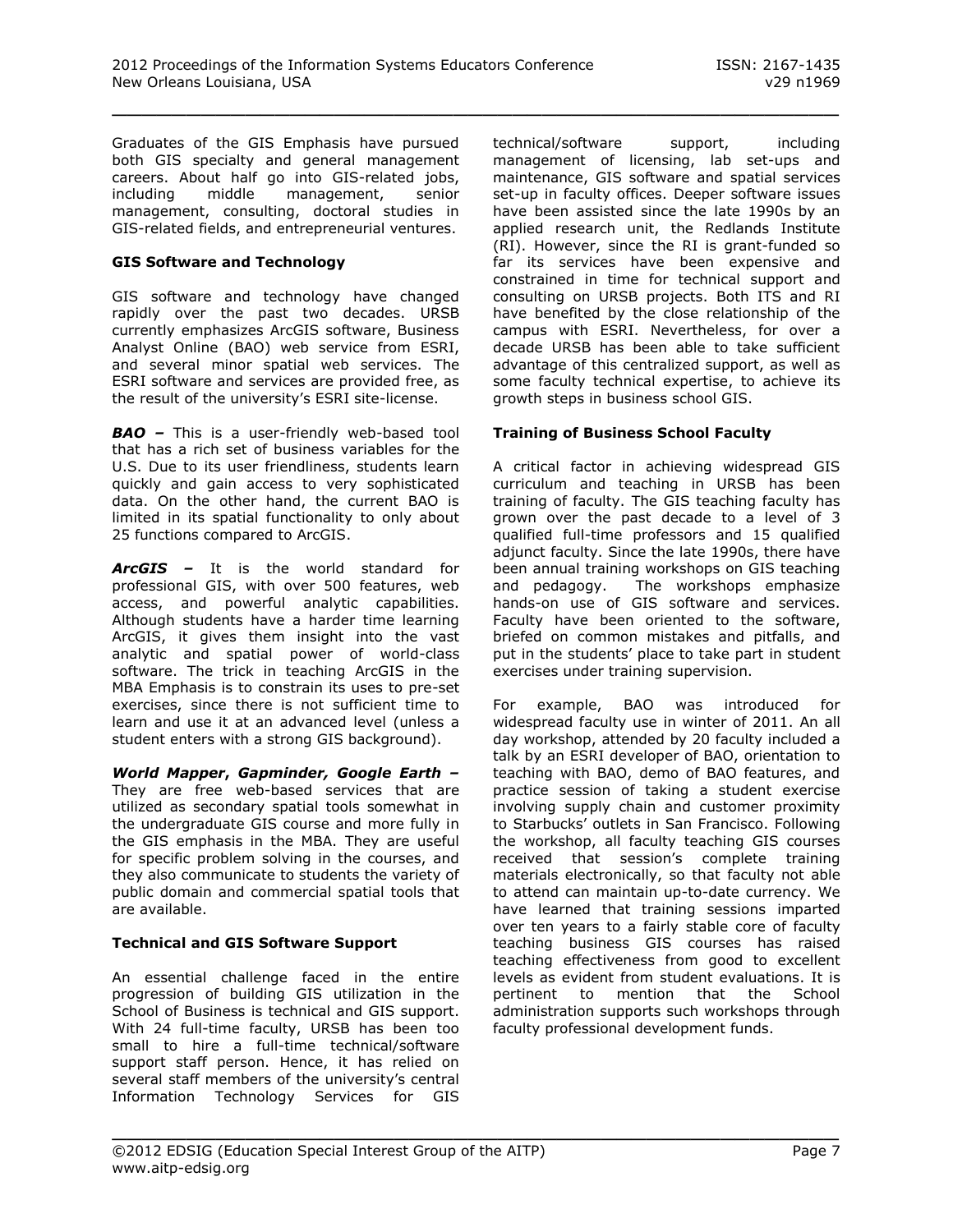Graduates of the GIS Emphasis have pursued both GIS specialty and general management careers. About half go into GIS-related jobs, including middle management, senior management, consulting, doctoral studies in GIS-related fields, and entrepreneurial ventures.

**GIS Software and Technology**

GIS software and technology have changed rapidly over the past two decades. URSB currently emphasizes ArcGIS software, Business Analyst Online (BAO) web service from ESRI, and several minor spatial web services. The ESRI software and services are provided free, as the result of the university's ESRI site-license.

***BAO –*** This is a user-friendly web-based tool that has a rich set of business variables for the U.S. Due to its user friendliness, students learn quickly and gain access to very sophisticated data. On the other hand, the current BAO is limited in its spatial functionality to only about 25 functions compared to ArcGIS.

***ArcGIS –*** It is the world standard for professional GIS, with over 500 features, web access, and powerful analytic capabilities. Although students have a harder time learning ArcGIS, it gives them insight into the vast analytic and spatial power of world-class software. The trick in teaching ArcGIS in the MBA Emphasis is to constrain its uses to pre-set exercises, since there is not sufficient time to learn and use it at an advanced level (unless a student enters with a strong GIS background).

***World Mapper, Gapminder, Google Earth –*** They are free web-based services that are utilized as secondary spatial tools somewhat in the undergraduate GIS course and more fully in the GIS emphasis in the MBA. They are useful for specific problem solving in the courses, and they also communicate to students the variety of public domain and commercial spatial tools that are available.

**Technical and GIS Software Support**

An essential challenge faced in the entire progression of building GIS utilization in the School of Business is technical and GIS support. With 24 full-time faculty, URSB has been too small to hire a full-time technical/software support staff person. Hence, it has relied on several staff members of the university's central Information Technology Services for GIS technical/software support, including management of licensing, lab set-ups and maintenance, GIS software and spatial services set-up in faculty offices. Deeper software issues have been assisted since the late 1990s by an applied research unit, the Redlands Institute (RI). However, since the RI is grant-funded so far its services have been expensive and constrained in time for technical support and consulting on URSB projects. Both ITS and RI have benefited by the close relationship of the campus with ESRI. Nevertheless, for over a decade URSB has been able to take sufficient advantage of this centralized support, as well as some faculty technical expertise, to achieve its growth steps in business school GIS.

**Training of Business School Faculty**

A critical factor in achieving widespread GIS curriculum and teaching in URSB has been training of faculty. The GIS teaching faculty has grown over the past decade to a level of 3 qualified full-time professors and 15 qualified adjunct faculty. Since the late 1990s, there have been annual training workshops on GIS teaching and pedagogy. The workshops emphasize hands-on use of GIS software and services. Faculty have been oriented to the software, briefed on common mistakes and pitfalls, and put in the students' place to take part in student exercises under training supervision.

For example, BAO was introduced for widespread faculty use in winter of 2011. An all day workshop, attended by 20 faculty included a talk by an ESRI developer of BAO, orientation to teaching with BAO, demo of BAO features, and practice session of taking a student exercise involving supply chain and customer proximity to Starbucks' outlets in San Francisco. Following the workshop, all faculty teaching GIS courses received that session's complete training materials electronically, so that faculty not able to attend can maintain up-to-date currency. We have learned that training sessions imparted over ten years to a fairly stable core of faculty teaching business GIS courses has raised teaching effectiveness from good to excellent levels as evident from student evaluations. It is pertinent to mention that the School administration supports such workshops through faculty professional development funds.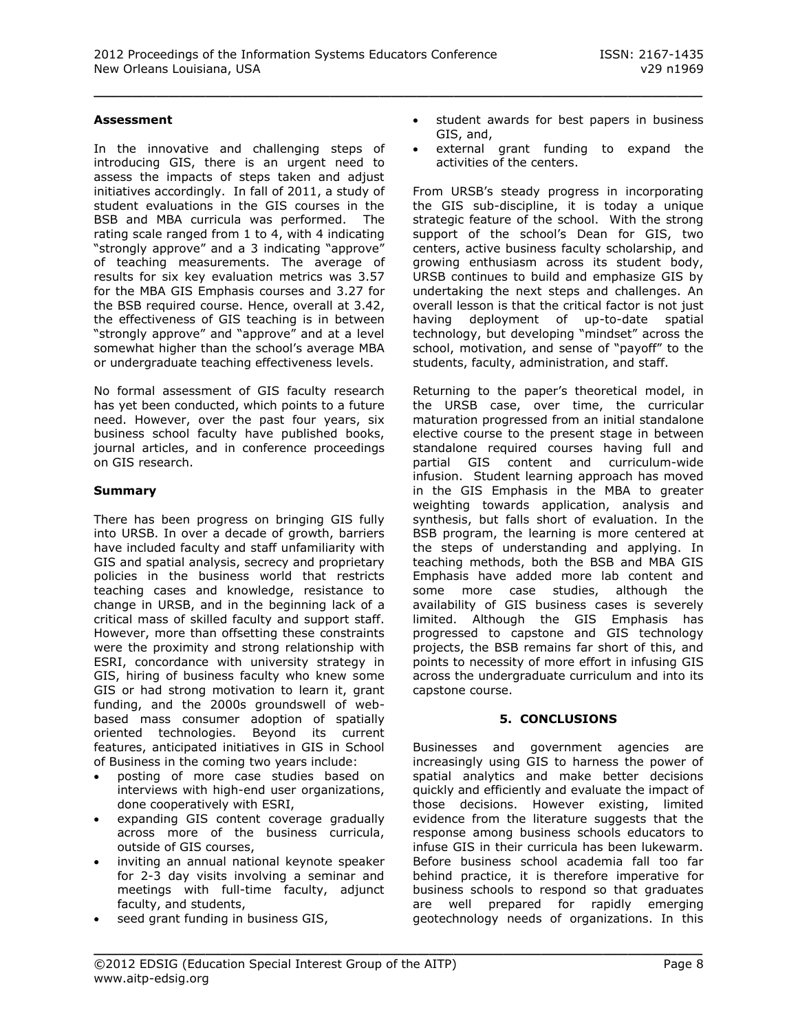**Assessment**

In the innovative and challenging steps of introducing GIS, there is an urgent need to assess the impacts of steps taken and adjust initiatives accordingly. In fall of 2011, a study of student evaluations in the GIS courses in the BSB and MBA curricula was performed. The rating scale ranged from 1 to 4, with 4 indicating "strongly approve" and a 3 indicating "approve" of teaching measurements. The average of results for six key evaluation metrics was 3.57 for the MBA GIS Emphasis courses and 3.27 for the BSB required course. Hence, overall at 3.42, the effectiveness of GIS teaching is in between "strongly approve" and "approve" and at a level somewhat higher than the school's average MBA or undergraduate teaching effectiveness levels.

No formal assessment of GIS faculty research has yet been conducted, which points to a future need. However, over the past four years, six business school faculty have published books, journal articles, and in conference proceedings on GIS research.

**Summary**

There has been progress on bringing GIS fully into URSB. In over a decade of growth, barriers have included faculty and staff unfamiliarity with GIS and spatial analysis, secrecy and proprietary policies in the business world that restricts teaching cases and knowledge, resistance to change in URSB, and in the beginning lack of a critical mass of skilled faculty and support staff. However, more than offsetting these constraints were the proximity and strong relationship with ESRI, concordance with university strategy in GIS, hiring of business faculty who knew some GIS or had strong motivation to learn it, grant funding, and the 2000s groundswell of web-based mass consumer adoption of spatially oriented technologies. Beyond its current features, anticipated initiatives in GIS in School of Business in the coming two years include:

- posting of more case studies based on interviews with high-end user organizations, done cooperatively with ESRI,
- expanding GIS content coverage gradually across more of the business curricula, outside of GIS courses,
- inviting an annual national keynote speaker for 2-3 day visits involving a seminar and meetings with full-time faculty, adjunct faculty, and students,
- seed grant funding in business GIS,
- student awards for best papers in business GIS, and,
- external grant funding to expand the activities of the centers.

From URSB's steady progress in incorporating the GIS sub-discipline, it is today a unique strategic feature of the school. With the strong support of the school's Dean for GIS, two centers, active business faculty scholarship, and growing enthusiasm across its student body, URSB continues to build and emphasize GIS by undertaking the next steps and challenges. An overall lesson is that the critical factor is not just having deployment of up-to-date spatial technology, but developing "mindset" across the school, motivation, and sense of "payoff" to the students, faculty, administration, and staff.

Returning to the paper's theoretical model, in the URSB case, over time, the curricular maturation progressed from an initial standalone elective course to the present stage in between standalone required courses having full and partial GIS content and curriculum-wide infusion. Student learning approach has moved in the GIS Emphasis in the MBA to greater weighting towards application, analysis and synthesis, but falls short of evaluation. In the BSB program, the learning is more centered at the steps of understanding and applying. In teaching methods, both the BSB and MBA GIS Emphasis have added more lab content and some more case studies, although the availability of GIS business cases is severely limited. Although the GIS Emphasis has progressed to capstone and GIS technology projects, the BSB remains far short of this, and points to necessity of more effort in infusing GIS across the undergraduate curriculum and into its capstone course.

## 5. CONCLUSIONS

Businesses and government agencies are increasingly using GIS to harness the power of spatial analytics and make better decisions quickly and efficiently and evaluate the impact of those decisions. However existing, limited evidence from the literature suggests that the response among business schools educators to infuse GIS in their curricula has been lukewarm. Before business school academia fall too far behind practice, it is therefore imperative for business schools to respond so that graduates are well prepared for rapidly emerging geotechnology needs of organizations. In this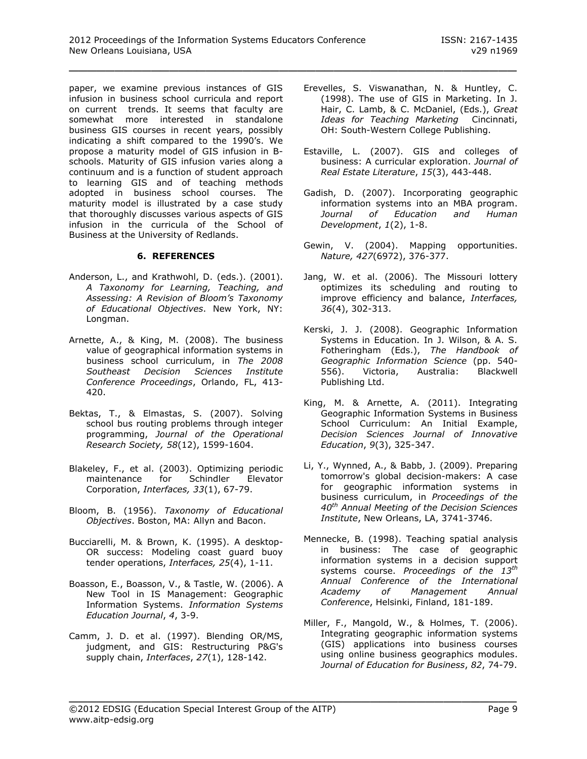paper, we examine previous instances of GIS infusion in business school curricula and report on current trends. It seems that faculty are somewhat more interested in standalone business GIS courses in recent years, possibly indicating a shift compared to the 1990's. We propose a maturity model of GIS infusion in B-schools. Maturity of GIS infusion varies along a continuum and is a function of student approach to learning GIS and of teaching methods adopted in business school courses. The maturity model is illustrated by a case study that thoroughly discusses various aspects of GIS infusion in the curricula of the School of Business at the University of Redlands.

## 6. REFERENCES

Anderson, L., and Krathwohl, D. (eds.). (2001). *A Taxonomy for Learning, Teaching, and Assessing: A Revision of Bloom's Taxonomy of Educational Objectives*. New York, NY: Longman.

Arnette, A., & King, M. (2008). The business value of geographical information systems in business school curriculum, in *The 2008 Southeast Decision Sciences Institute Conference Proceedings*, Orlando, FL, 413-420.

Bektas, T., & Elmastas, S. (2007). Solving school bus routing problems through integer programming, *Journal of the Operational Research Society, 58*(12), 1599-1604.

Blakeley, F., et al. (2003). Optimizing periodic maintenance for Schindler Elevator Corporation, *Interfaces, 33*(1), 67-79.

Bloom, B. (1956). *Taxonomy of Educational Objectives*. Boston, MA: Allyn and Bacon.

Bucciarelli, M. & Brown, K. (1995). A desktop-OR success: Modeling coast guard buoy tender operations, *Interfaces, 25*(4), 1-11.

Boasson, E., Boasson, V., & Tastle, W. (2006). A New Tool in IS Management: Geographic Information Systems. *Information Systems Education Journal*, *4*, 3-9.

Camm, J. D. et al. (1997). Blending OR/MS, judgment, and GIS: Restructuring P&G's supply chain, *Interfaces*, *27*(1), 128-142.

Erevelles, S. Viswanathan, N. & Huntley, C. (1998). The use of GIS in Marketing. In J. Hair, C. Lamb, & C. McDaniel, (Eds.), *Great Ideas for Teaching Marketing* Cincinnati, OH: South-Western College Publishing.

Estaville, L. (2007). GIS and colleges of business: A curricular exploration. *Journal of Real Estate Literature*, *15*(3), 443-448.

Gadish, D. (2007). Incorporating geographic information systems into an MBA program. *Journal of Education and Human Development*, *1*(2), 1-8.

Gewin, V. (2004). Mapping opportunities. *Nature, 427*(6972), 376-377.

Jang, W. et al. (2006). The Missouri lottery optimizes its scheduling and routing to improve efficiency and balance, *Interfaces, 36*(4), 302-313.

Kerski, J. J. (2008). Geographic Information Systems in Education. In J. Wilson, & A. S. Fotheringham (Eds.), *The Handbook of Geographic Information Science* (pp. 540-556). Victoria, Australia: Blackwell Publishing Ltd.

King, M. & Arnette, A. (2011). Integrating Geographic Information Systems in Business School Curriculum: An Initial Example, *Decision Sciences Journal of Innovative Education*, *9*(3), 325-347.

Li, Y., Wynned, A., & Babb, J. (2009). Preparing tomorrow's global decision-makers: A case for geographic information systems in business curriculum, in *Proceedings of the 40th Annual Meeting of the Decision Sciences Institute*, New Orleans, LA, 3741-3746.

Mennecke, B. (1998). Teaching spatial analysis in business: The case of geographic information systems in a decision support systems course. *Proceedings of the 13th Annual Conference of the International Academy of Management Annual Conference*, Helsinki, Finland, 181-189.

Miller, F., Mangold, W., & Holmes, T. (2006). Integrating geographic information systems (GIS) applications into business courses using online business geographics modules. *Journal of Education for Business*, *82*, 74-79.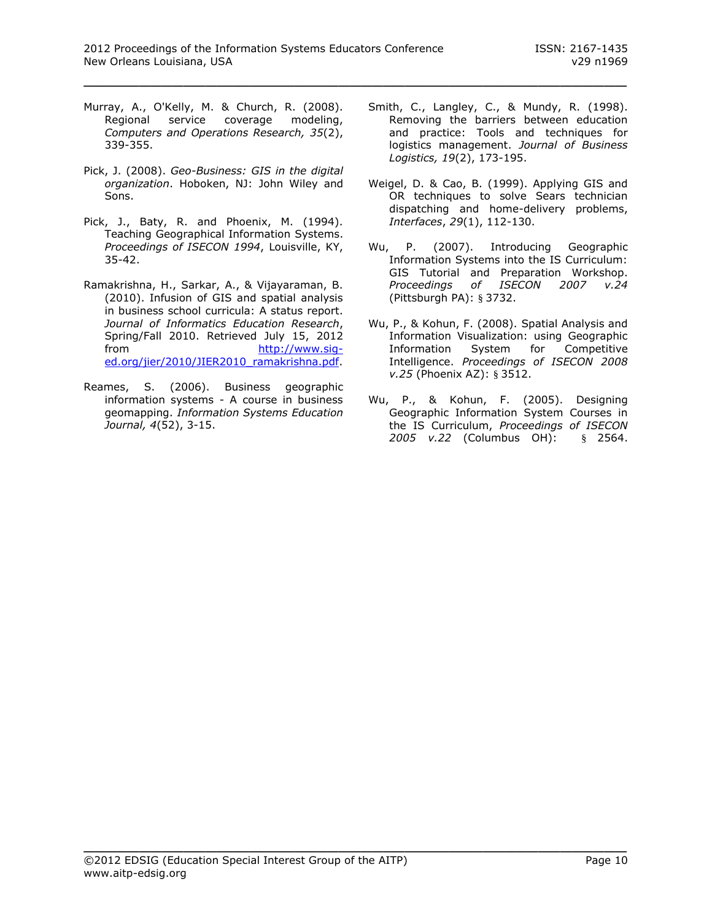Murray, A., O'Kelly, M. & Church, R. (2008). Regional service coverage modeling, *Computers and Operations Research, 35*(2), 339-355.

Pick, J. (2008). *Geo-Business: GIS in the digital organization*. Hoboken, NJ: John Wiley and Sons.

Pick, J., Baty, R. and Phoenix, M. (1994). Teaching Geographical Information Systems. *Proceedings of ISECON 1994*, Louisville, KY, 35-42.

Ramakrishna, H., Sarkar, A., & Vijayaraman, B. (2010). Infusion of GIS and spatial analysis in business school curricula: A status report. *Journal of Informatics Education Research*, Spring/Fall 2010. Retrieved July 15, 2012 from http://www.sig-ed.org/jier/2010/JIER2010_ramakrishna.pdf.

Reames, S. (2006). Business geographic information systems - A course in business geomapping. *Information Systems Education Journal, 4*(52), 3-15.

Smith, C., Langley, C., & Mundy, R. (1998). Removing the barriers between education and practice: Tools and techniques for logistics management. *Journal of Business Logistics, 19*(2), 173-195.

Weigel, D. & Cao, B. (1999). Applying GIS and OR techniques to solve Sears technician dispatching and home-delivery problems, *Interfaces*, *29*(1), 112-130.

Wu, P. (2007). Introducing Geographic Information Systems into the IS Curriculum: GIS Tutorial and Preparation Workshop. *Proceedings of ISECON 2007 v.24* (Pittsburgh PA): § 3732.

Wu, P., & Kohun, F. (2008). Spatial Analysis and Information Visualization: using Geographic Information System for Competitive Intelligence. *Proceedings of ISECON 2008 v.25* (Phoenix AZ): § 3512.

Wu, P., & Kohun, F. (2005). Designing Geographic Information System Courses in the IS Curriculum, *Proceedings of ISECON 2005 v.22* (Columbus OH): § 2564.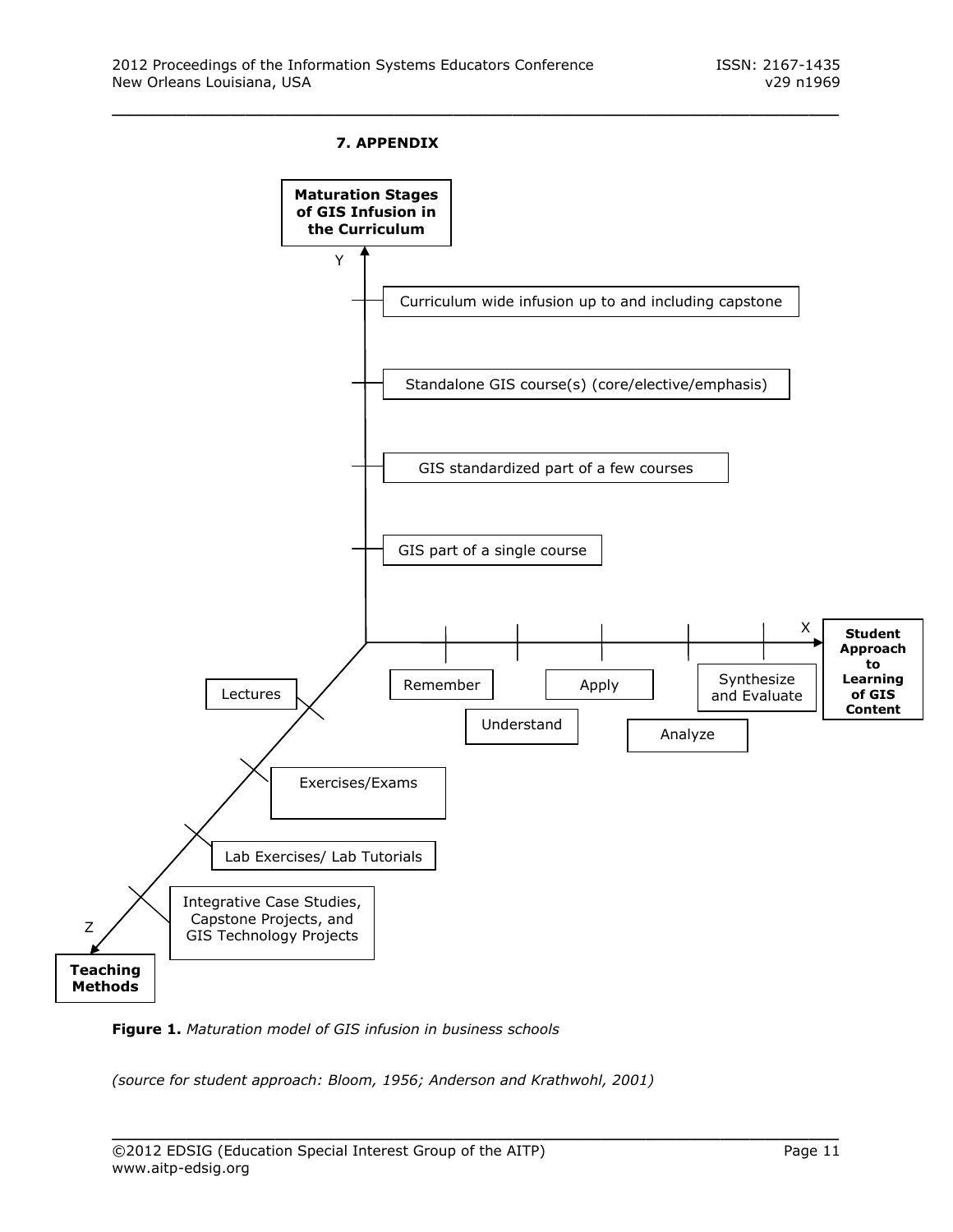## 7. APPENDIX

**Maturation Stages of GIS Infusion in the Curriculum**

Y

Curriculum wide infusion up to and including capstone

Standalone GIS course(s) (core/elective/emphasis)

GIS standardized part of a few courses

GIS part of a single course

X

**Student Approach to Learning of GIS Content**

Remember

Understand

Apply

Analyze

Synthesize and Evaluate

Z

**Teaching Methods**

Lectures

Exercises/Exams

Lab Exercises/ Lab Tutorials

Integrative Case Studies, Capstone Projects, and GIS Technology Projects

**Figure 1.** *Maturation model of GIS infusion in business schools*

*(source for student approach: Bloom, 1956; Anderson and Krathwohl, 2001)*